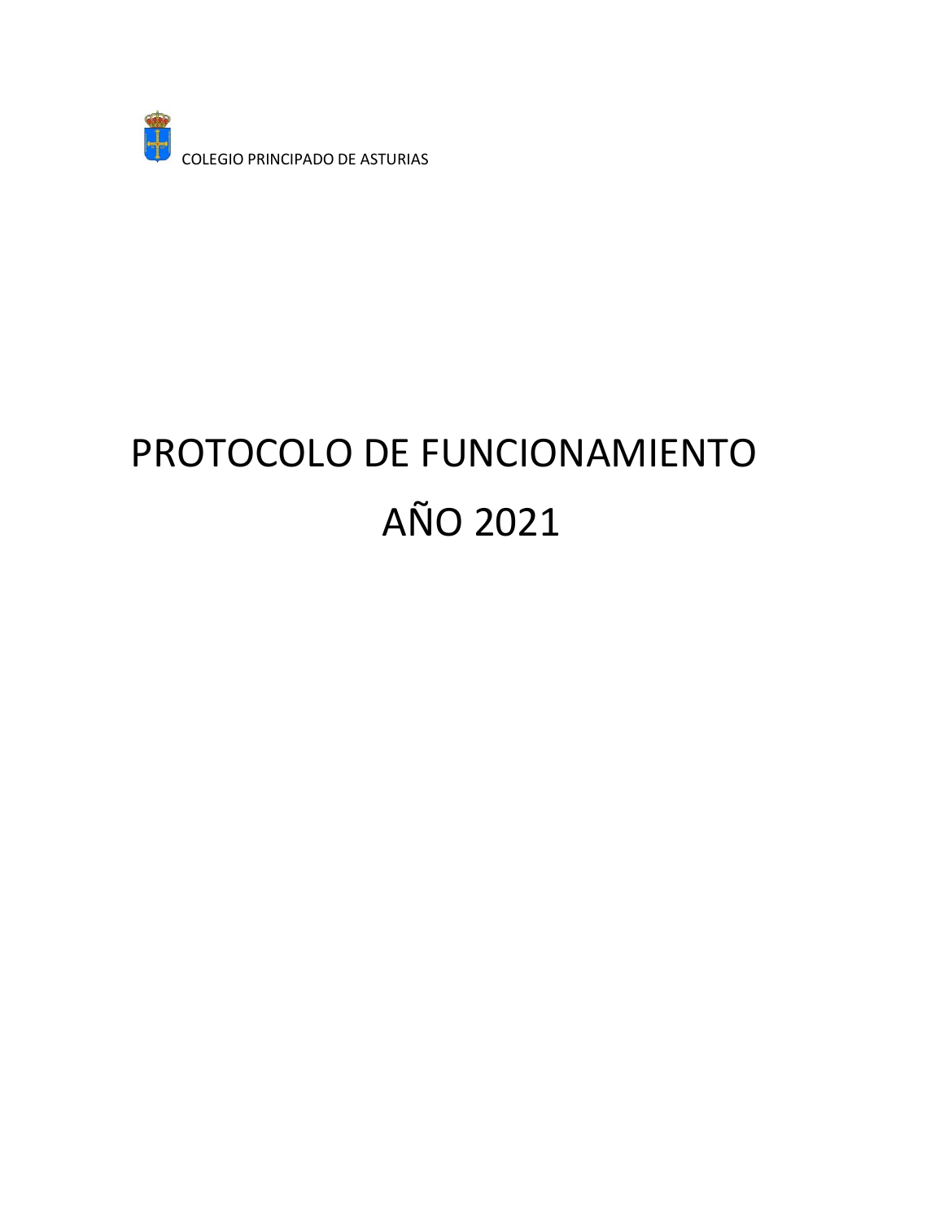COLEGIO PRINCIPADO DE ASTURIAS

# PROTOCOLO DE FUNCIONAMIENTO
# AÑO 2021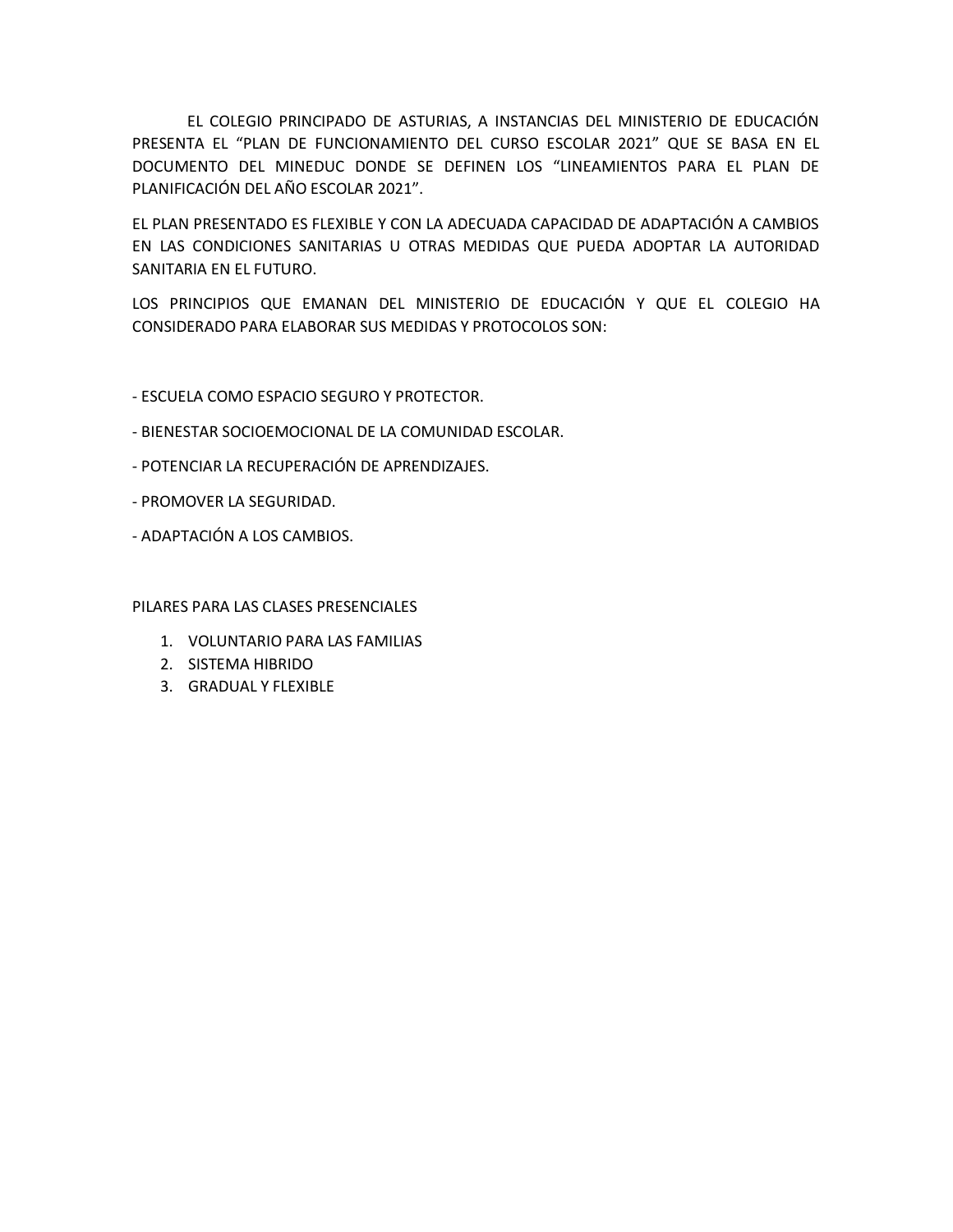EL COLEGIO PRINCIPADO DE ASTURIAS, A INSTANCIAS DEL MINISTERIO DE EDUCACIÓN PRESENTA EL "PLAN DE FUNCIONAMIENTO DEL CURSO ESCOLAR 2021" QUE SE BASA EN EL DOCUMENTO DEL MINEDUC DONDE SE DEFINEN LOS "LINEAMIENTOS PARA EL PLAN DE PLANIFICACIÓN DEL AÑO ESCOLAR 2021".

EL PLAN PRESENTADO ES FLEXIBLE Y CON LA ADECUADA CAPACIDAD DE ADAPTACIÓN A CAMBIOS EN LAS CONDICIONES SANITARIAS U OTRAS MEDIDAS QUE PUEDA ADOPTAR LA AUTORIDAD SANITARIA EN EL FUTURO.

LOS PRINCIPIOS QUE EMANAN DEL MINISTERIO DE EDUCACIÓN Y QUE EL COLEGIO HA CONSIDERADO PARA ELABORAR SUS MEDIDAS Y PROTOCOLOS SON:

- ESCUELA COMO ESPACIO SEGURO Y PROTECTOR.
- BIENESTAR SOCIOEMOCIONAL DE LA COMUNIDAD ESCOLAR.
- POTENCIAR LA RECUPERACIÓN DE APRENDIZAJES.
- PROMOVER LA SEGURIDAD.
- ADAPTACIÓN A LOS CAMBIOS.

PILARES PARA LAS CLASES PRESENCIALES

1. VOLUNTARIO PARA LAS FAMILIAS
2. SISTEMA HIBRIDO
3. GRADUAL Y FLEXIBLE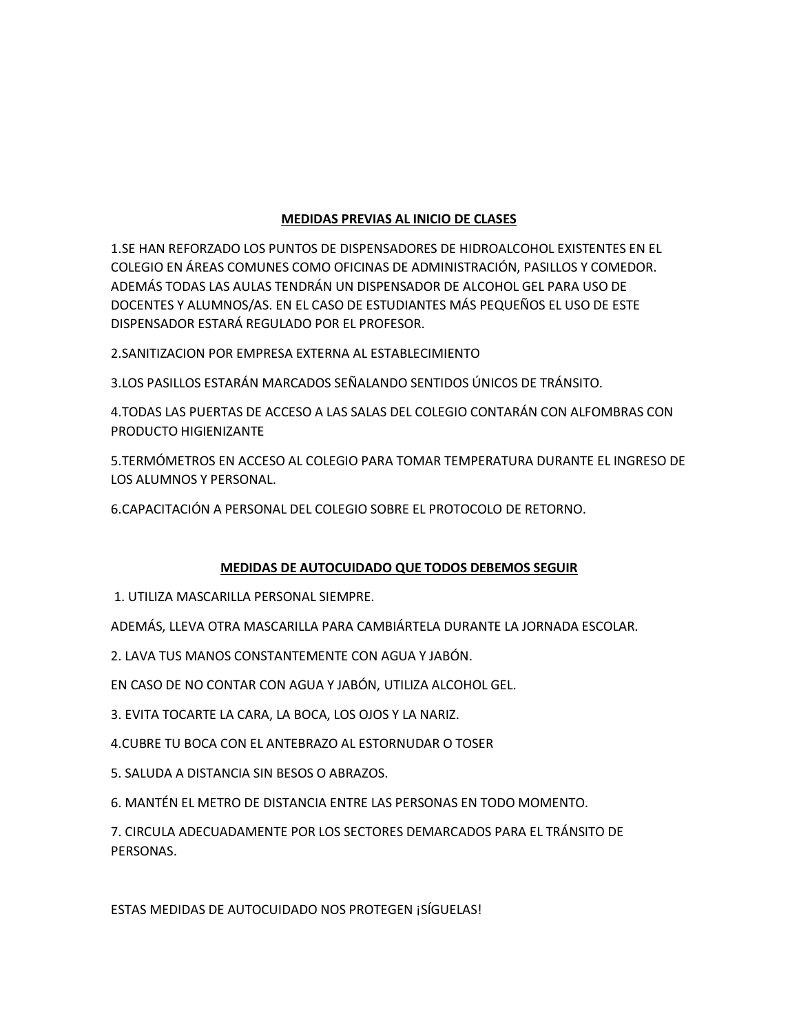## MEDIDAS PREVIAS AL INICIO DE CLASES

1.SE HAN REFORZADO LOS PUNTOS DE DISPENSADORES DE HIDROALCOHOL EXISTENTES EN EL COLEGIO EN ÁREAS COMUNES COMO OFICINAS DE ADMINISTRACIÓN, PASILLOS Y COMEDOR. ADEMÁS TODAS LAS AULAS TENDRÁN UN DISPENSADOR DE ALCOHOL GEL PARA USO DE DOCENTES Y ALUMNOS/AS. EN EL CASO DE ESTUDIANTES MÁS PEQUEÑOS EL USO DE ESTE DISPENSADOR ESTARÁ REGULADO POR EL PROFESOR.

2.SANITIZACION POR EMPRESA EXTERNA AL ESTABLECIMIENTO

3.LOS PASILLOS ESTARÁN MARCADOS SEÑALANDO SENTIDOS ÚNICOS DE TRÁNSITO.

4.TODAS LAS PUERTAS DE ACCESO A LAS SALAS DEL COLEGIO CONTARÁN CON ALFOMBRAS CON PRODUCTO HIGIENIZANTE

5.TERMÓMETROS EN ACCESO AL COLEGIO PARA TOMAR TEMPERATURA DURANTE EL INGRESO DE LOS ALUMNOS Y PERSONAL.

6.CAPACITACIÓN A PERSONAL DEL COLEGIO SOBRE EL PROTOCOLO DE RETORNO.

## MEDIDAS DE AUTOCUIDADO QUE TODOS DEBEMOS SEGUIR

1. UTILIZA MASCARILLA PERSONAL SIEMPRE.

ADEMÁS, LLEVA OTRA MASCARILLA PARA CAMBIÁRTELA DURANTE LA JORNADA ESCOLAR.

2. LAVA TUS MANOS CONSTANTEMENTE CON AGUA Y JABÓN.

EN CASO DE NO CONTAR CON AGUA Y JABÓN, UTILIZA ALCOHOL GEL.

3. EVITA TOCARTE LA CARA, LA BOCA, LOS OJOS Y LA NARIZ.

4.CUBRE TU BOCA CON EL ANTEBRAZO AL ESTORNUDAR O TOSER

5. SALUDA A DISTANCIA SIN BESOS O ABRAZOS.

6. MANTÉN EL METRO DE DISTANCIA ENTRE LAS PERSONAS EN TODO MOMENTO.

7. CIRCULA ADECUADAMENTE POR LOS SECTORES DEMARCADOS PARA EL TRÁNSITO DE PERSONAS.

ESTAS MEDIDAS DE AUTOCUIDADO NOS PROTEGEN ¡SÍGUELAS!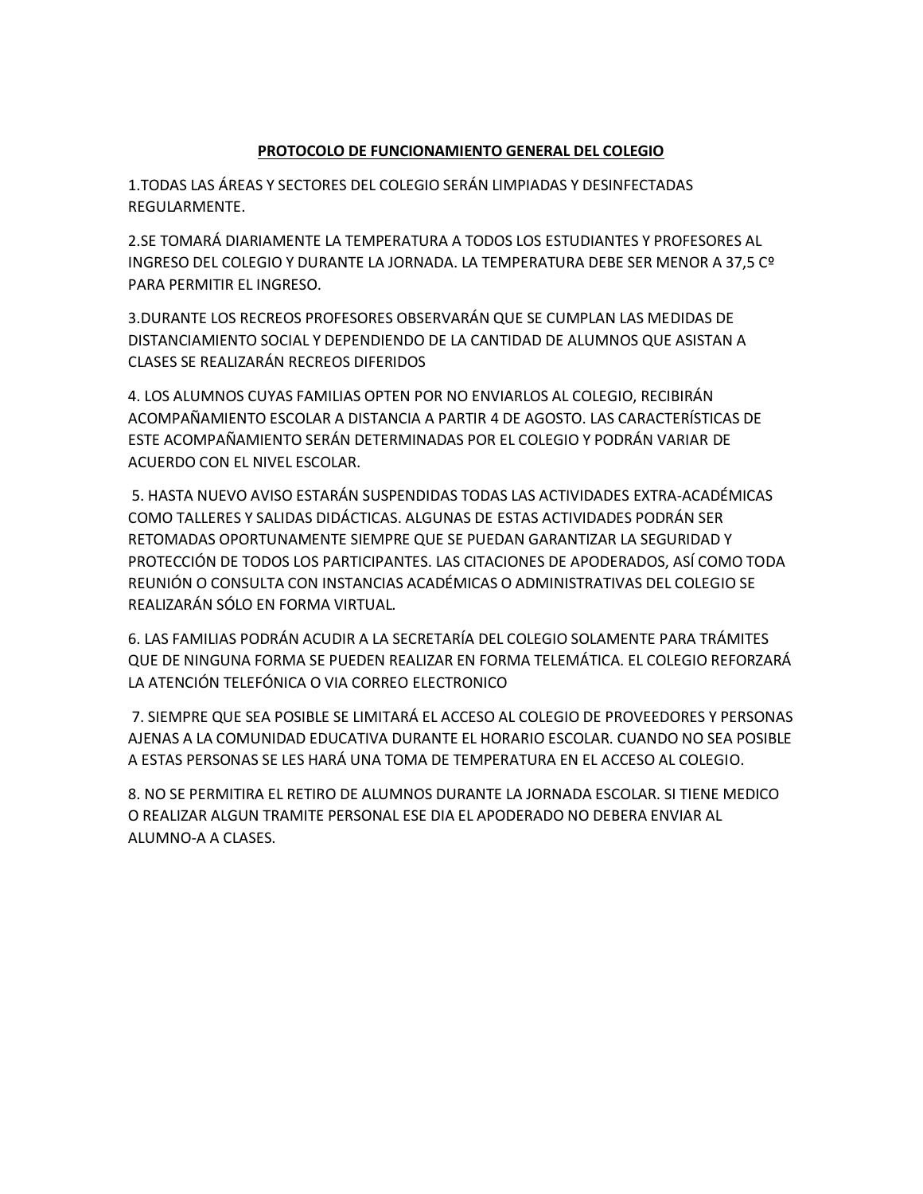# PROTOCOLO DE FUNCIONAMIENTO GENERAL DEL COLEGIO

1.TODAS LAS ÁREAS Y SECTORES DEL COLEGIO SERÁN LIMPIADAS Y DESINFECTADAS REGULARMENTE.

2.SE TOMARÁ DIARIAMENTE LA TEMPERATURA A TODOS LOS ESTUDIANTES Y PROFESORES AL INGRESO DEL COLEGIO Y DURANTE LA JORNADA. LA TEMPERATURA DEBE SER MENOR A 37,5 Cº PARA PERMITIR EL INGRESO.

3.DURANTE LOS RECREOS PROFESORES OBSERVARÁN QUE SE CUMPLAN LAS MEDIDAS DE DISTANCIAMIENTO SOCIAL Y DEPENDIENDO DE LA CANTIDAD DE ALUMNOS QUE ASISTAN A CLASES SE REALIZARÁN RECREOS DIFERIDOS

4. LOS ALUMNOS CUYAS FAMILIAS OPTEN POR NO ENVIARLOS AL COLEGIO, RECIBIRÁN ACOMPAÑAMIENTO ESCOLAR A DISTANCIA A PARTIR 4 DE AGOSTO. LAS CARACTERÍSTICAS DE ESTE ACOMPAÑAMIENTO SERÁN DETERMINADAS POR EL COLEGIO Y PODRÁN VARIAR DE ACUERDO CON EL NIVEL ESCOLAR.

5. HASTA NUEVO AVISO ESTARÁN SUSPENDIDAS TODAS LAS ACTIVIDADES EXTRA-ACADÉMICAS COMO TALLERES Y SALIDAS DIDÁCTICAS. ALGUNAS DE ESTAS ACTIVIDADES PODRÁN SER RETOMADAS OPORTUNAMENTE SIEMPRE QUE SE PUEDAN GARANTIZAR LA SEGURIDAD Y PROTECCIÓN DE TODOS LOS PARTICIPANTES. LAS CITACIONES DE APODERADOS, ASÍ COMO TODA REUNIÓN O CONSULTA CON INSTANCIAS ACADÉMICAS O ADMINISTRATIVAS DEL COLEGIO SE REALIZARÁN SÓLO EN FORMA VIRTUAL.

6. LAS FAMILIAS PODRÁN ACUDIR A LA SECRETARÍA DEL COLEGIO SOLAMENTE PARA TRÁMITES QUE DE NINGUNA FORMA SE PUEDEN REALIZAR EN FORMA TELEMÁTICA. EL COLEGIO REFORZARÁ LA ATENCIÓN TELEFÓNICA O VIA CORREO ELECTRONICO

7. SIEMPRE QUE SEA POSIBLE SE LIMITARÁ EL ACCESO AL COLEGIO DE PROVEEDORES Y PERSONAS AJENAS A LA COMUNIDAD EDUCATIVA DURANTE EL HORARIO ESCOLAR. CUANDO NO SEA POSIBLE A ESTAS PERSONAS SE LES HARÁ UNA TOMA DE TEMPERATURA EN EL ACCESO AL COLEGIO.

8. NO SE PERMITIRA EL RETIRO DE ALUMNOS DURANTE LA JORNADA ESCOLAR. SI TIENE MEDICO O REALIZAR ALGUN TRAMITE PERSONAL ESE DIA EL APODERADO NO DEBERA ENVIAR AL ALUMNO-A A CLASES.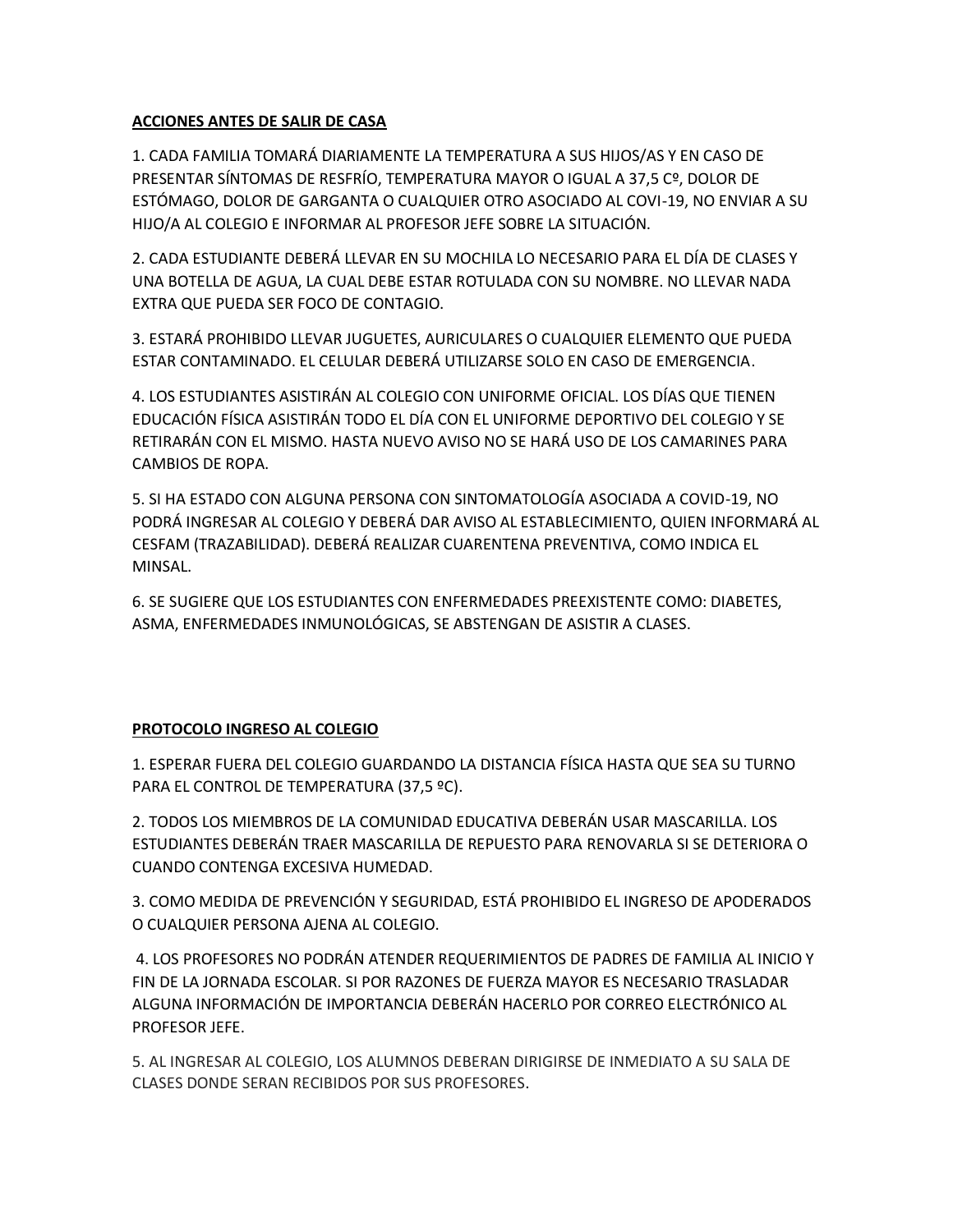**ACCIONES ANTES DE SALIR DE CASA**

1. CADA FAMILIA TOMARÁ DIARIAMENTE LA TEMPERATURA A SUS HIJOS/AS Y EN CASO DE PRESENTAR SÍNTOMAS DE RESFRÍO, TEMPERATURA MAYOR O IGUAL A 37,5 Cº, DOLOR DE ESTÓMAGO, DOLOR DE GARGANTA O CUALQUIER OTRO ASOCIADO AL COVI-19, NO ENVIAR A SU HIJO/A AL COLEGIO E INFORMAR AL PROFESOR JEFE SOBRE LA SITUACIÓN.

2. CADA ESTUDIANTE DEBERÁ LLEVAR EN SU MOCHILA LO NECESARIO PARA EL DÍA DE CLASES Y UNA BOTELLA DE AGUA, LA CUAL DEBE ESTAR ROTULADA CON SU NOMBRE. NO LLEVAR NADA EXTRA QUE PUEDA SER FOCO DE CONTAGIO.

3. ESTARÁ PROHIBIDO LLEVAR JUGUETES, AURICULARES O CUALQUIER ELEMENTO QUE PUEDA ESTAR CONTAMINADO. EL CELULAR DEBERÁ UTILIZARSE SOLO EN CASO DE EMERGENCIA.

4. LOS ESTUDIANTES ASISTIRÁN AL COLEGIO CON UNIFORME OFICIAL. LOS DÍAS QUE TIENEN EDUCACIÓN FÍSICA ASISTIRÁN TODO EL DÍA CON EL UNIFORME DEPORTIVO DEL COLEGIO Y SE RETIRARÁN CON EL MISMO. HASTA NUEVO AVISO NO SE HARÁ USO DE LOS CAMARINES PARA CAMBIOS DE ROPA.

5. SI HA ESTADO CON ALGUNA PERSONA CON SINTOMATOLOGÍA ASOCIADA A COVID-19, NO PODRÁ INGRESAR AL COLEGIO Y DEBERÁ DAR AVISO AL ESTABLECIMIENTO, QUIEN INFORMARÁ AL CESFAM (TRAZABILIDAD). DEBERÁ REALIZAR CUARENTENA PREVENTIVA, COMO INDICA EL MINSAL.

6. SE SUGIERE QUE LOS ESTUDIANTES CON ENFERMEDADES PREEXISTENTE COMO: DIABETES, ASMA, ENFERMEDADES INMUNOLÓGICAS, SE ABSTENGAN DE ASISTIR A CLASES.

**PROTOCOLO INGRESO AL COLEGIO**

1. ESPERAR FUERA DEL COLEGIO GUARDANDO LA DISTANCIA FÍSICA HASTA QUE SEA SU TURNO PARA EL CONTROL DE TEMPERATURA (37,5 ºC).

2. TODOS LOS MIEMBROS DE LA COMUNIDAD EDUCATIVA DEBERÁN USAR MASCARILLA. LOS ESTUDIANTES DEBERÁN TRAER MASCARILLA DE REPUESTO PARA RENOVARLA SI SE DETERIORA O CUANDO CONTENGA EXCESIVA HUMEDAD.

3. COMO MEDIDA DE PREVENCIÓN Y SEGURIDAD, ESTÁ PROHIBIDO EL INGRESO DE APODERADOS O CUALQUIER PERSONA AJENA AL COLEGIO.

4. LOS PROFESORES NO PODRÁN ATENDER REQUERIMIENTOS DE PADRES DE FAMILIA AL INICIO Y FIN DE LA JORNADA ESCOLAR. SI POR RAZONES DE FUERZA MAYOR ES NECESARIO TRASLADAR ALGUNA INFORMACIÓN DE IMPORTANCIA DEBERÁN HACERLO POR CORREO ELECTRÓNICO AL PROFESOR JEFE.

5. AL INGRESAR AL COLEGIO, LOS ALUMNOS DEBERAN DIRIGIRSE DE INMEDIATO A SU SALA DE CLASES DONDE SERAN RECIBIDOS POR SUS PROFESORES.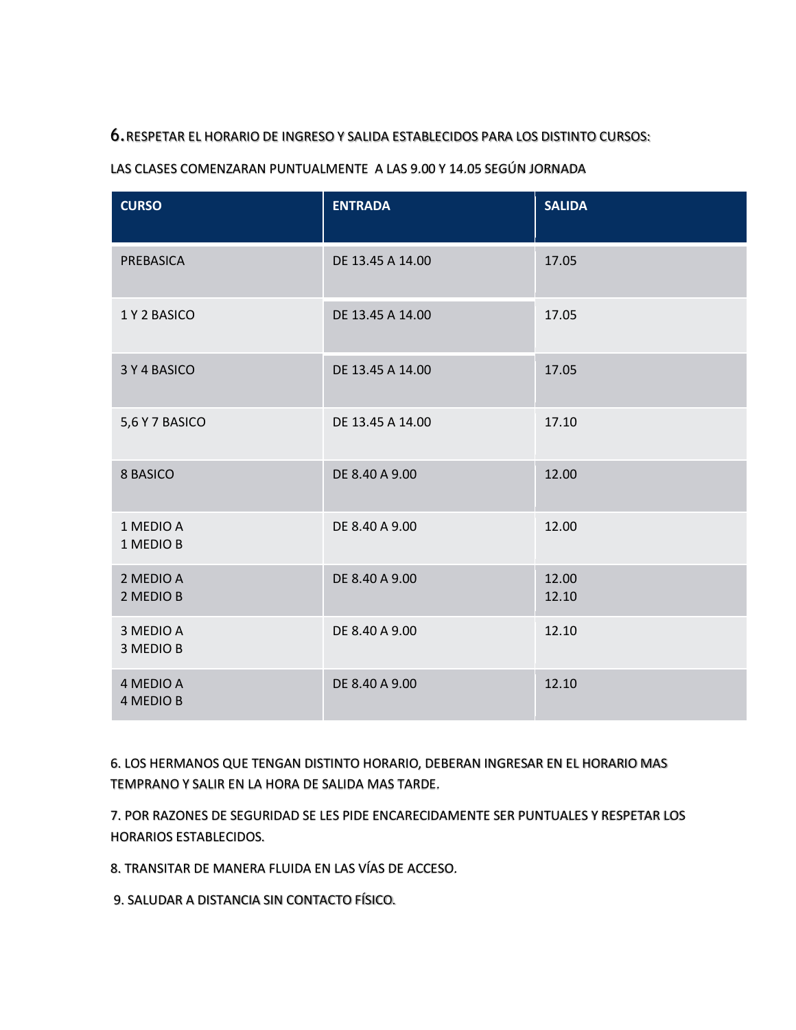**6.** RESPETAR EL HORARIO DE INGRESO Y SALIDA ESTABLECIDOS PARA LOS DISTINTO CURSOS:

LAS CLASES COMENZARAN PUNTUALMENTE A LAS 9.00 Y 14.05 SEGÚN JORNADA

| CURSO | ENTRADA | SALIDA |
|---|---|---|
| PREBASICA | DE 13.45 A 14.00 | 17.05 |
| 1 Y 2 BASICO | DE 13.45 A 14.00 | 17.05 |
| 3 Y 4 BASICO | DE 13.45 A 14.00 | 17.05 |
| 5,6 Y 7 BASICO | DE 13.45 A 14.00 | 17.10 |
| 8 BASICO | DE 8.40 A 9.00 | 12.00 |
| 1 MEDIO A<br>1 MEDIO B | DE 8.40 A 9.00 | 12.00 |
| 2 MEDIO A<br>2 MEDIO B | DE 8.40 A 9.00 | 12.00<br>12.10 |
| 3 MEDIO A<br>3 MEDIO B | DE 8.40 A 9.00 | 12.10 |
| 4 MEDIO A<br>4 MEDIO B | DE 8.40 A 9.00 | 12.10 |

6. LOS HERMANOS QUE TENGAN DISTINTO HORARIO, DEBERAN INGRESAR EN EL HORARIO MAS TEMPRANO Y SALIR EN LA HORA DE SALIDA MAS TARDE.

7. POR RAZONES DE SEGURIDAD SE LES PIDE ENCARECIDAMENTE SER PUNTUALES Y RESPETAR LOS HORARIOS ESTABLECIDOS.

8. TRANSITAR DE MANERA FLUIDA EN LAS VÍAS DE ACCESO.

9. SALUDAR A DISTANCIA SIN CONTACTO FÍSICO.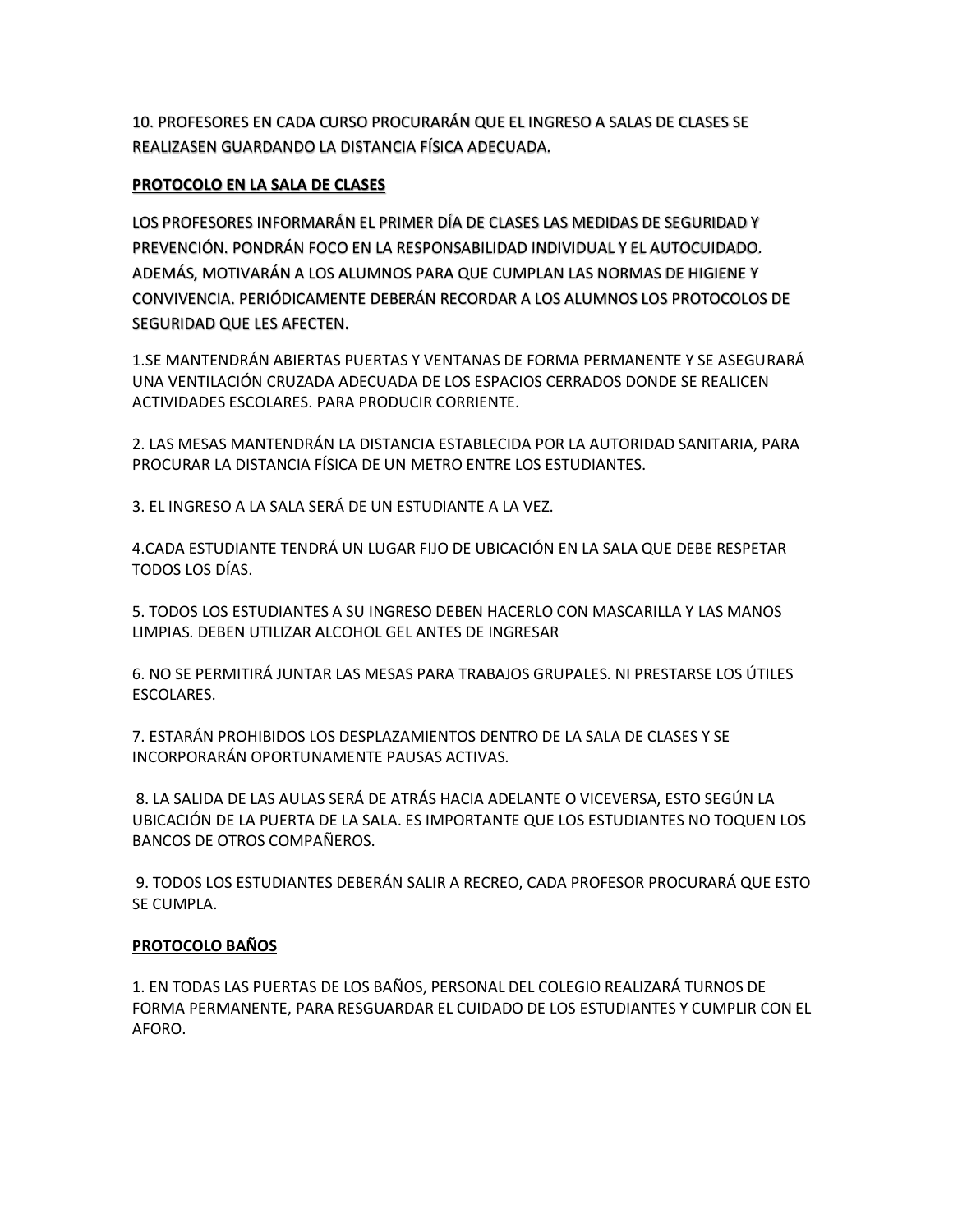10. PROFESORES EN CADA CURSO PROCURARÁN QUE EL INGRESO A SALAS DE CLASES SE REALIZASEN GUARDANDO LA DISTANCIA FÍSICA ADECUADA.

**PROTOCOLO EN LA SALA DE CLASES**

LOS PROFESORES INFORMARÁN EL PRIMER DÍA DE CLASES LAS MEDIDAS DE SEGURIDAD Y PREVENCIÓN. PONDRÁN FOCO EN LA RESPONSABILIDAD INDIVIDUAL Y EL AUTOCUIDADO. ADEMÁS, MOTIVARÁN A LOS ALUMNOS PARA QUE CUMPLAN LAS NORMAS DE HIGIENE Y CONVIVENCIA. PERIÓDICAMENTE DEBERÁN RECORDAR A LOS ALUMNOS LOS PROTOCOLOS DE SEGURIDAD QUE LES AFECTEN.

1.SE MANTENDRÁN ABIERTAS PUERTAS Y VENTANAS DE FORMA PERMANENTE Y SE ASEGURARÁ UNA VENTILACIÓN CRUZADA ADECUADA DE LOS ESPACIOS CERRADOS DONDE SE REALICEN ACTIVIDADES ESCOLARES. PARA PRODUCIR CORRIENTE.

2. LAS MESAS MANTENDRÁN LA DISTANCIA ESTABLECIDA POR LA AUTORIDAD SANITARIA, PARA PROCURAR LA DISTANCIA FÍSICA DE UN METRO ENTRE LOS ESTUDIANTES.

3. EL INGRESO A LA SALA SERÁ DE UN ESTUDIANTE A LA VEZ.

4.CADA ESTUDIANTE TENDRÁ UN LUGAR FIJO DE UBICACIÓN EN LA SALA QUE DEBE RESPETAR TODOS LOS DÍAS.

5. TODOS LOS ESTUDIANTES A SU INGRESO DEBEN HACERLO CON MASCARILLA Y LAS MANOS LIMPIAS. DEBEN UTILIZAR ALCOHOL GEL ANTES DE INGRESAR

6. NO SE PERMITIRÁ JUNTAR LAS MESAS PARA TRABAJOS GRUPALES. NI PRESTARSE LOS ÚTILES ESCOLARES.

7. ESTARÁN PROHIBIDOS LOS DESPLAZAMIENTOS DENTRO DE LA SALA DE CLASES Y SE INCORPORARÁN OPORTUNAMENTE PAUSAS ACTIVAS.

8. LA SALIDA DE LAS AULAS SERÁ DE ATRÁS HACIA ADELANTE O VICEVERSA, ESTO SEGÚN LA UBICACIÓN DE LA PUERTA DE LA SALA. ES IMPORTANTE QUE LOS ESTUDIANTES NO TOQUEN LOS BANCOS DE OTROS COMPAÑEROS.

9. TODOS LOS ESTUDIANTES DEBERÁN SALIR A RECREO, CADA PROFESOR PROCURARÁ QUE ESTO SE CUMPLA.

**PROTOCOLO BAÑOS**

1. EN TODAS LAS PUERTAS DE LOS BAÑOS, PERSONAL DEL COLEGIO REALIZARÁ TURNOS DE FORMA PERMANENTE, PARA RESGUARDAR EL CUIDADO DE LOS ESTUDIANTES Y CUMPLIR CON EL AFORO.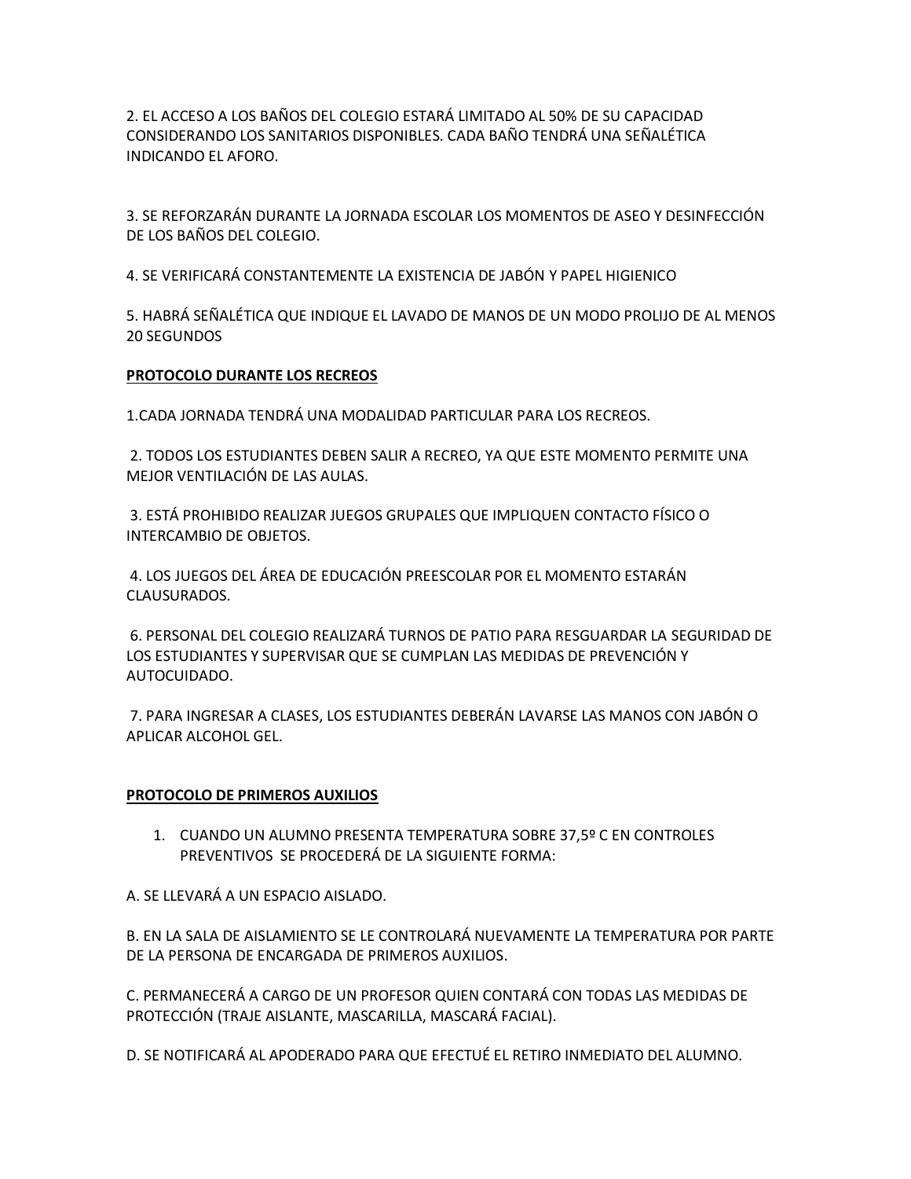2. EL ACCESO A LOS BAÑOS DEL COLEGIO ESTARÁ LIMITADO AL 50% DE SU CAPACIDAD CONSIDERANDO LOS SANITARIOS DISPONIBLES. CADA BAÑO TENDRÁ UNA SEÑALÉTICA INDICANDO EL AFORO.

3. SE REFORZARÁN DURANTE LA JORNADA ESCOLAR LOS MOMENTOS DE ASEO Y DESINFECCIÓN DE LOS BAÑOS DEL COLEGIO.

4. SE VERIFICARÁ CONSTANTEMENTE LA EXISTENCIA DE JABÓN Y PAPEL HIGIENICO

5. HABRÁ SEÑALÉTICA QUE INDIQUE EL LAVADO DE MANOS DE UN MODO PROLIJO DE AL MENOS 20 SEGUNDOS

**<u>PROTOCOLO DURANTE LOS RECREOS</u>**

1.CADA JORNADA TENDRÁ UNA MODALIDAD PARTICULAR PARA LOS RECREOS.

2. TODOS LOS ESTUDIANTES DEBEN SALIR A RECREO, YA QUE ESTE MOMENTO PERMITE UNA MEJOR VENTILACIÓN DE LAS AULAS.

3. ESTÁ PROHIBIDO REALIZAR JUEGOS GRUPALES QUE IMPLIQUEN CONTACTO FÍSICO O INTERCAMBIO DE OBJETOS.

4. LOS JUEGOS DEL ÁREA DE EDUCACIÓN PREESCOLAR POR EL MOMENTO ESTARÁN CLAUSURADOS.

6. PERSONAL DEL COLEGIO REALIZARÁ TURNOS DE PATIO PARA RESGUARDAR LA SEGURIDAD DE LOS ESTUDIANTES Y SUPERVISAR QUE SE CUMPLAN LAS MEDIDAS DE PREVENCIÓN Y AUTOCUIDADO.

7. PARA INGRESAR A CLASES, LOS ESTUDIANTES DEBERÁN LAVARSE LAS MANOS CON JABÓN O APLICAR ALCOHOL GEL.

**<u>PROTOCOLO DE PRIMEROS AUXILIOS</u>**

1. CUANDO UN ALUMNO PRESENTA TEMPERATURA SOBRE 37,5º C EN CONTROLES PREVENTIVOS SE PROCEDERÁ DE LA SIGUIENTE FORMA:

A. SE LLEVARÁ A UN ESPACIO AISLADO.

B. EN LA SALA DE AISLAMIENTO SE LE CONTROLARÁ NUEVAMENTE LA TEMPERATURA POR PARTE DE LA PERSONA DE ENCARGADA DE PRIMEROS AUXILIOS.

C. PERMANECERÁ A CARGO DE UN PROFESOR QUIEN CONTARÁ CON TODAS LAS MEDIDAS DE PROTECCIÓN (TRAJE AISLANTE, MASCARILLA, MASCARÁ FACIAL).

D. SE NOTIFICARÁ AL APODERADO PARA QUE EFECTUÉ EL RETIRO INMEDIATO DEL ALUMNO.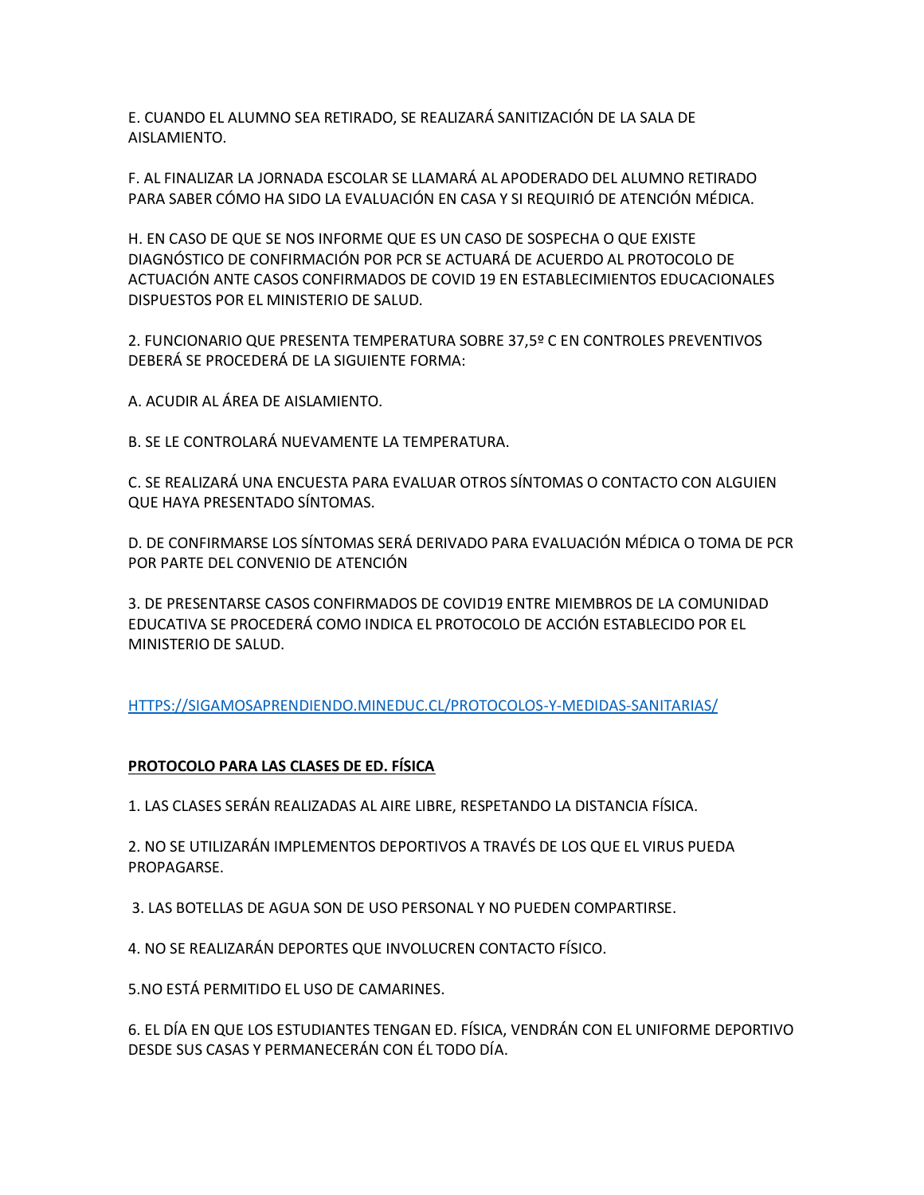E. CUANDO EL ALUMNO SEA RETIRADO, SE REALIZARÁ SANITIZACIÓN DE LA SALA DE AISLAMIENTO.

F. AL FINALIZAR LA JORNADA ESCOLAR SE LLAMARÁ AL APODERADO DEL ALUMNO RETIRADO PARA SABER CÓMO HA SIDO LA EVALUACIÓN EN CASA Y SI REQUIRIÓ DE ATENCIÓN MÉDICA.

H. EN CASO DE QUE SE NOS INFORME QUE ES UN CASO DE SOSPECHA O QUE EXISTE DIAGNÓSTICO DE CONFIRMACIÓN POR PCR SE ACTUARÁ DE ACUERDO AL PROTOCOLO DE ACTUACIÓN ANTE CASOS CONFIRMADOS DE COVID 19 EN ESTABLECIMIENTOS EDUCACIONALES DISPUESTOS POR EL MINISTERIO DE SALUD.

2. FUNCIONARIO QUE PRESENTA TEMPERATURA SOBRE 37,5º C EN CONTROLES PREVENTIVOS DEBERÁ SE PROCEDERÁ DE LA SIGUIENTE FORMA:

A. ACUDIR AL ÁREA DE AISLAMIENTO.

B. SE LE CONTROLARÁ NUEVAMENTE LA TEMPERATURA.

C. SE REALIZARÁ UNA ENCUESTA PARA EVALUAR OTROS SÍNTOMAS O CONTACTO CON ALGUIEN QUE HAYA PRESENTADO SÍNTOMAS.

D. DE CONFIRMARSE LOS SÍNTOMAS SERÁ DERIVADO PARA EVALUACIÓN MÉDICA O TOMA DE PCR POR PARTE DEL CONVENIO DE ATENCIÓN

3. DE PRESENTARSE CASOS CONFIRMADOS DE COVID19 ENTRE MIEMBROS DE LA COMUNIDAD EDUCATIVA SE PROCEDERÁ COMO INDICA EL PROTOCOLO DE ACCIÓN ESTABLECIDO POR EL MINISTERIO DE SALUD.

HTTPS://SIGAMOSAPRENDIENDO.MINEDUC.CL/PROTOCOLOS-Y-MEDIDAS-SANITARIAS/

**PROTOCOLO PARA LAS CLASES DE ED. FÍSICA**

1. LAS CLASES SERÁN REALIZADAS AL AIRE LIBRE, RESPETANDO LA DISTANCIA FÍSICA.

2. NO SE UTILIZARÁN IMPLEMENTOS DEPORTIVOS A TRAVÉS DE LOS QUE EL VIRUS PUEDA PROPAGARSE.

3. LAS BOTELLAS DE AGUA SON DE USO PERSONAL Y NO PUEDEN COMPARTIRSE.

4. NO SE REALIZARÁN DEPORTES QUE INVOLUCREN CONTACTO FÍSICO.

5.NO ESTÁ PERMITIDO EL USO DE CAMARINES.

6. EL DÍA EN QUE LOS ESTUDIANTES TENGAN ED. FÍSICA, VENDRÁN CON EL UNIFORME DEPORTIVO DESDE SUS CASAS Y PERMANECERÁN CON ÉL TODO DÍA.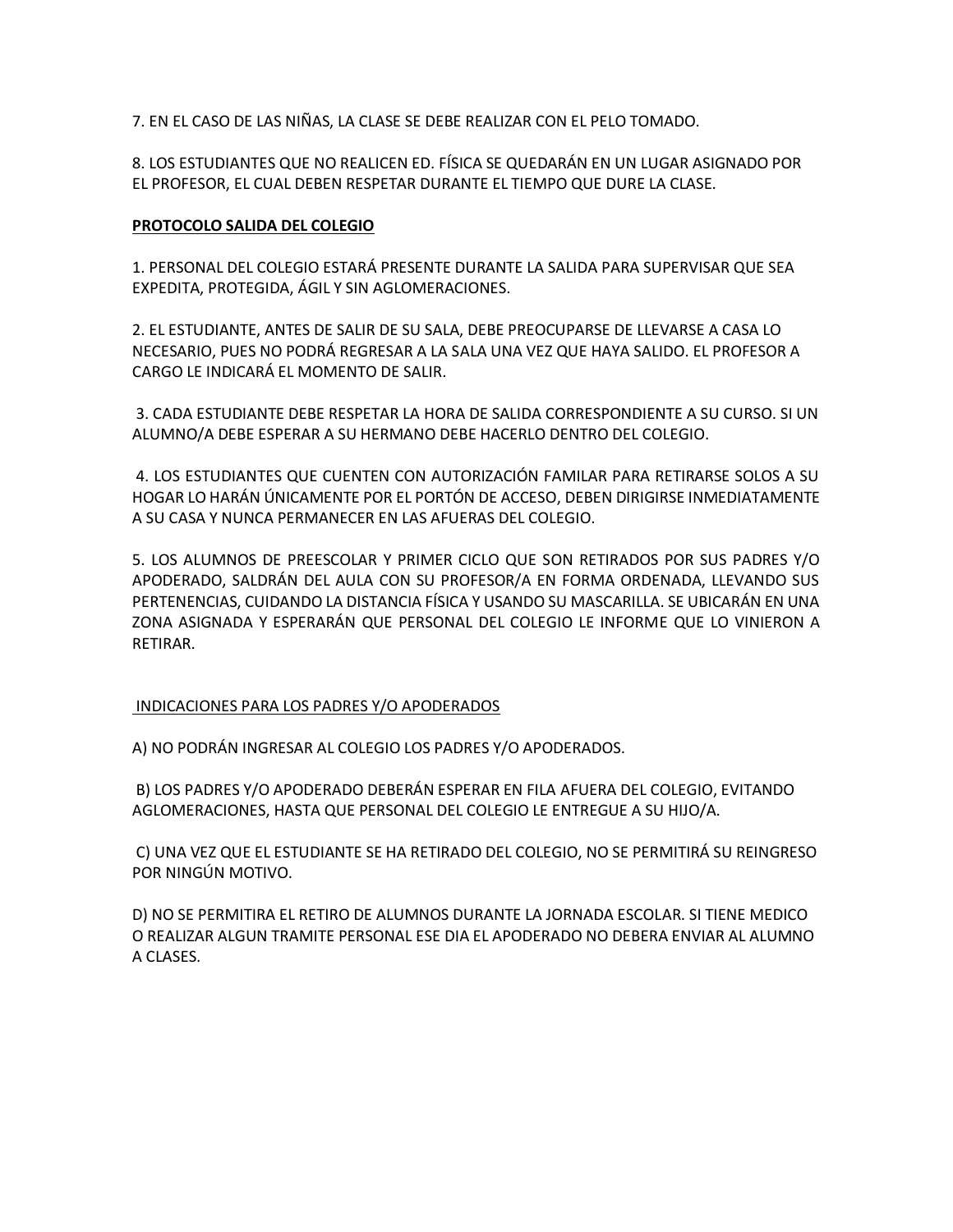7. EN EL CASO DE LAS NIÑAS, LA CLASE SE DEBE REALIZAR CON EL PELO TOMADO.

8. LOS ESTUDIANTES QUE NO REALICEN ED. FÍSICA SE QUEDARÁN EN UN LUGAR ASIGNADO POR EL PROFESOR, EL CUAL DEBEN RESPETAR DURANTE EL TIEMPO QUE DURE LA CLASE.

**PROTOCOLO SALIDA DEL COLEGIO**

1. PERSONAL DEL COLEGIO ESTARÁ PRESENTE DURANTE LA SALIDA PARA SUPERVISAR QUE SEA EXPEDITA, PROTEGIDA, ÁGIL Y SIN AGLOMERACIONES.

2. EL ESTUDIANTE, ANTES DE SALIR DE SU SALA, DEBE PREOCUPARSE DE LLEVARSE A CASA LO NECESARIO, PUES NO PODRÁ REGRESAR A LA SALA UNA VEZ QUE HAYA SALIDO. EL PROFESOR A CARGO LE INDICARÁ EL MOMENTO DE SALIR.

3. CADA ESTUDIANTE DEBE RESPETAR LA HORA DE SALIDA CORRESPONDIENTE A SU CURSO. SI UN ALUMNO/A DEBE ESPERAR A SU HERMANO DEBE HACERLO DENTRO DEL COLEGIO.

4. LOS ESTUDIANTES QUE CUENTEN CON AUTORIZACIÓN FAMILAR PARA RETIRARSE SOLOS A SU HOGAR LO HARÁN ÚNICAMENTE POR EL PORTÓN DE ACCESO, DEBEN DIRIGIRSE INMEDIATAMENTE A SU CASA Y NUNCA PERMANECER EN LAS AFUERAS DEL COLEGIO.

5. LOS ALUMNOS DE PREESCOLAR Y PRIMER CICLO QUE SON RETIRADOS POR SUS PADRES Y/O APODERADO, SALDRÁN DEL AULA CON SU PROFESOR/A EN FORMA ORDENADA, LLEVANDO SUS PERTENENCIAS, CUIDANDO LA DISTANCIA FÍSICA Y USANDO SU MASCARILLA. SE UBICARÁN EN UNA ZONA ASIGNADA Y ESPERARÁN QUE PERSONAL DEL COLEGIO LE INFORME QUE LO VINIERON A RETIRAR.

INDICACIONES PARA LOS PADRES Y/O APODERADOS

A) NO PODRÁN INGRESAR AL COLEGIO LOS PADRES Y/O APODERADOS.

B) LOS PADRES Y/O APODERADO DEBERÁN ESPERAR EN FILA AFUERA DEL COLEGIO, EVITANDO AGLOMERACIONES, HASTA QUE PERSONAL DEL COLEGIO LE ENTREGUE A SU HIJO/A.

C) UNA VEZ QUE EL ESTUDIANTE SE HA RETIRADO DEL COLEGIO, NO SE PERMITIRÁ SU REINGRESO POR NINGÚN MOTIVO.

D) NO SE PERMITIRA EL RETIRO DE ALUMNOS DURANTE LA JORNADA ESCOLAR. SI TIENE MEDICO O REALIZAR ALGUN TRAMITE PERSONAL ESE DIA EL APODERADO NO DEBERA ENVIAR AL ALUMNO A CLASES.